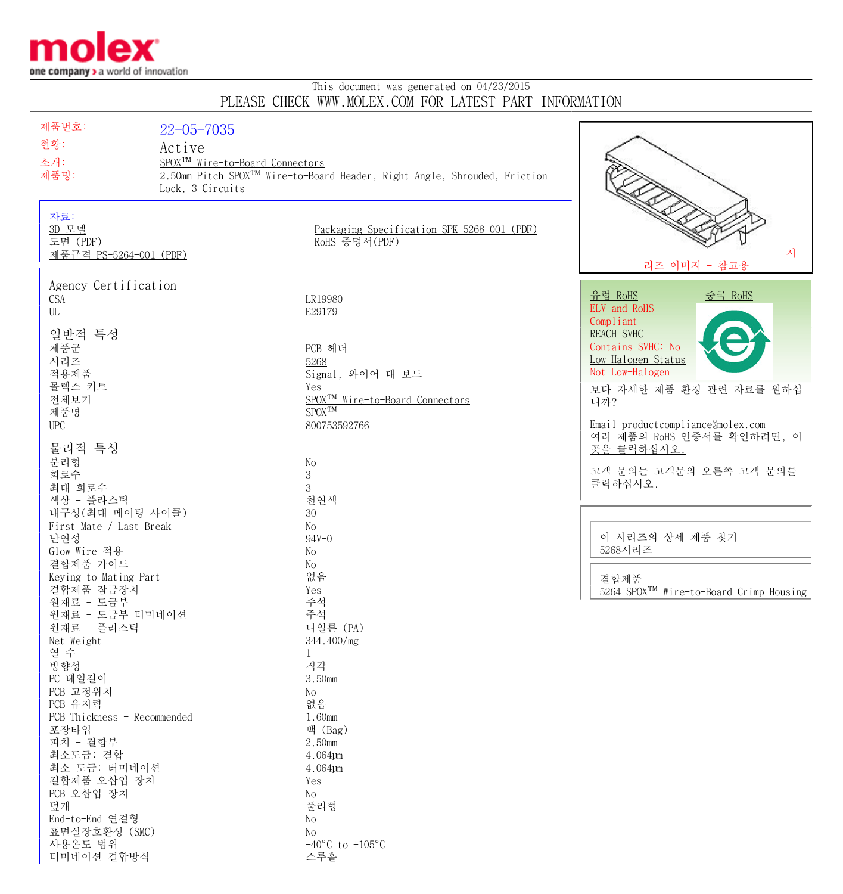molex
one company > a world of innovation

This document was generated on 04/23/2015

PLEASE CHECK WWW.MOLEX.COM FOR LATEST PART INFORMATION

| | |
|---|---|
| 제품번호: | 22-05-7035 |
| 현황: | Active |
| 소개: | SPOX™ Wire-to-Board Connectors |
| 제품명: | 2.50mm Pitch SPOX™ Wire-to-Board Header, Right Angle, Shrouded, Friction Lock, 3 Circuits |

자료:
- 3D 모델
- 도면 (PDF)
- 제품규격 PS-5264-001 (PDF)
- Packaging Specification SPK-5268-001 (PDF)
- RoHS 증명서(PDF)

시리즈 이미지 - 참고용

유럽 RoHS
ELV and RoHS
Compliant
REACH SVHC
Contains SVHC: No
Low-Halogen Status
Not Low-Halogen

중국 RoHS

보다 자세한 제품 환경 관련 자료를 원하십니까?

Email productcompliance@molex.com
여러 제품의 RoHS 인증서를 확인하려면, 이곳을 클릭하십시오.

고객 문의는 고객문의 오른쪽 고객 문의를 클릭하십시오.

이 시리즈의 상세 제품 찾기
5268시리즈

결합제품
5264 SPOX™ Wire-to-Board Crimp Housing

## Agency Certification

| | |
|---|---|
| CSA | LR19980 |
| UL | E29179 |

## 일반적 특성

| | |
|---|---|
| 제품군 | PCB 헤더 |
| 시리즈 | 5268 |
| 적용제품 | Signal, 와이어 대 보드 |
| 몰렉스 키트 | Yes |
| 전체보기 | SPOX™ Wire-to-Board Connectors |
| 제품명 | SPOX™ |
| UPC | 800753592766 |

## 물리적 특성

| | |
|---|---|
| 분리형 | No |
| 회로수 | 3 |
| 최대 회로수 | 3 |
| 색상 - 플라스틱 | 천연색 |
| 내구성(최대 메이팅 사이클) | 30 |
| First Mate / Last Break | No |
| 난연성 | 94V-0 |
| Glow-Wire 적용 | No |
| 결합제품 가이드 | No |
| Keying to Mating Part | 없음 |
| 결합제품 잠금장치 | Yes |
| 원재료 - 도금부 | 주석 |
| 원재료 - 도금부 터미네이션 | 주석 |
| 원재료 - 플라스틱 | 나일론 (PA) |
| Net Weight | 344.400/mg |
| 열 수 | 1 |
| 방향성 | 직각 |
| PC 테일길이 | 3.50mm |
| PCB 고정위치 | No |
| PCB 유지력 | 없음 |
| PCB Thickness - Recommended | 1.60mm |
| 포장타입 | 백 (Bag) |
| 피치 - 결합부 | 2.50mm |
| 최소도금: 결합 | 4.064µm |
| 최소 도금: 터미네이션 | 4.064µm |
| 결합제품 오삽입 장치 | Yes |
| PCB 오삽입 장치 | No |
| 덮개 | 풀리형 |
| End-to-End 연결형 | No |
| 표면실장호환성 (SMC) | No |
| 사용온도 범위 | -40°C to +105°C |
| 터미네이션 결합방식 | 스루홀 |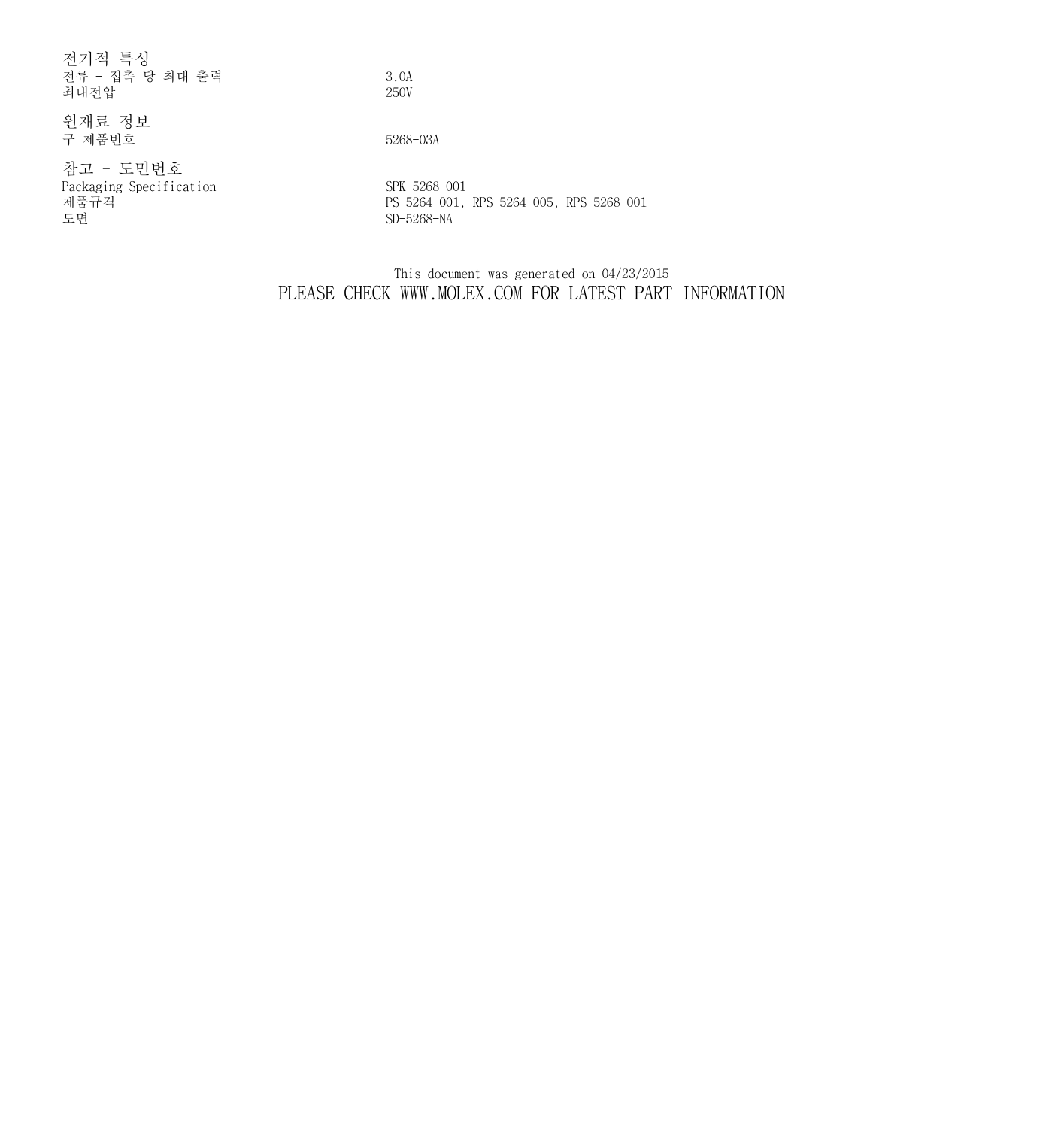## 전기적 특성

| | |
|---|---|
| 전류 - 접촉 당 최대 출력 | 3.0A |
| 최대전압 | 250V |

## 원재료 정보

| | |
|---|---|
| 구 제품번호 | 5268-03A |

## 참고 - 도면번호

| | |
|---|---|
| Packaging Specification | SPK-5268-001 |
| 제품규격 | PS-5264-001, RPS-5264-005, RPS-5268-001 |
| 도면 | SD-5268-NA |

This document was generated on 04/23/2015

PLEASE CHECK WWW.MOLEX.COM FOR LATEST PART INFORMATION